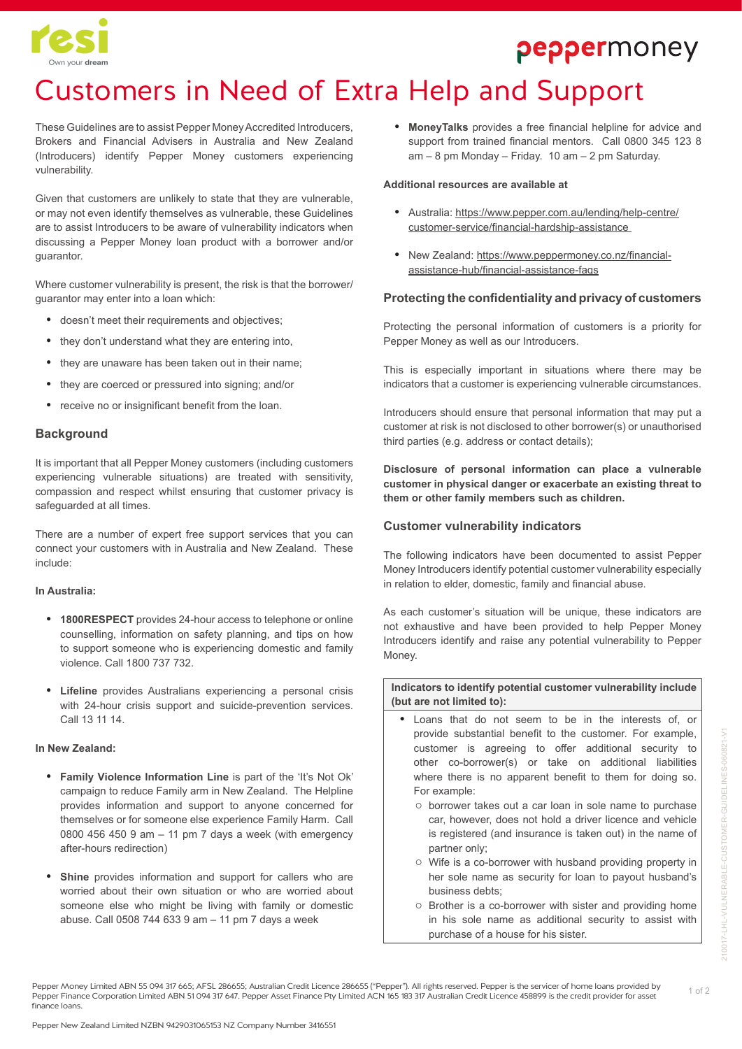# Customers in Need of Extra Help and Support

These Guidelines are to assist Pepper Money Accredited Introducers, Brokers and Financial Advisers in Australia and New Zealand (Introducers) identify Pepper Money customers experiencing vulnerability.

Given that customers are unlikely to state that they are vulnerable, or may not even identify themselves as vulnerable, these Guidelines are to assist Introducers to be aware of vulnerability indicators when discussing a Pepper Money loan product with a borrower and/or guarantor.

Where customer vulnerability is present, the risk is that the borrower/guarantor may enter into a loan which:

- doesn't meet their requirements and objectives;
- they don't understand what they are entering into,
- they are unaware has been taken out in their name;
- they are coerced or pressured into signing; and/or
- receive no or insignificant benefit from the loan.

## Background

It is important that all Pepper Money customers (including customers experiencing vulnerable situations) are treated with sensitivity, compassion and respect whilst ensuring that customer privacy is safeguarded at all times.

There are a number of expert free support services that you can connect your customers with in Australia and New Zealand. These include:

**In Australia:**

- **1800RESPECT** provides 24-hour access to telephone or online counselling, information on safety planning, and tips on how to support someone who is experiencing domestic and family violence. Call 1800 737 732.
- **Lifeline** provides Australians experiencing a personal crisis with 24-hour crisis support and suicide-prevention services. Call 13 11 14.

**In New Zealand:**

- **Family Violence Information Line** is part of the 'It's Not Ok' campaign to reduce Family arm in New Zealand. The Helpline provides information and support to anyone concerned for themselves or for someone else experience Family Harm. Call 0800 456 450 9 am – 11 pm 7 days a week (with emergency after-hours redirection)
- **Shine** provides information and support for callers who are worried about their own situation or who are worried about someone else who might be living with family or domestic abuse. Call 0508 744 633 9 am – 11 pm 7 days a week
- **MoneyTalks** provides a free financial helpline for advice and support from trained financial mentors. Call 0800 345 123 8 am – 8 pm Monday – Friday. 10 am – 2 pm Saturday.

**Additional resources are available at**

- Australia: https://www.pepper.com.au/lending/help-centre/customer-service/financial-hardship-assistance
- New Zealand: https://www.peppermoney.co.nz/financial-assistance-hub/financial-assistance-faqs

## Protecting the confidentiality and privacy of customers

Protecting the personal information of customers is a priority for Pepper Money as well as our Introducers.

This is especially important in situations where there may be indicators that a customer is experiencing vulnerable circumstances.

Introducers should ensure that personal information that may put a customer at risk is not disclosed to other borrower(s) or unauthorised third parties (e.g. address or contact details);

**Disclosure of personal information can place a vulnerable customer in physical danger or exacerbate an existing threat to them or other family members such as children.**

## Customer vulnerability indicators

The following indicators have been documented to assist Pepper Money Introducers identify potential customer vulnerability especially in relation to elder, domestic, family and financial abuse.

As each customer's situation will be unique, these indicators are not exhaustive and have been provided to help Pepper Money Introducers identify and raise any potential vulnerability to Pepper Money.

**Indicators to identify potential customer vulnerability include (but are not limited to):**

- Loans that do not seem to be in the interests of, or provide substantial benefit to the customer. For example, customer is agreeing to offer additional security to other co-borrower(s) or take on additional liabilities where there is no apparent benefit to them for doing so. For example:
  - borrower takes out a car loan in sole name to purchase car, however, does not hold a driver licence and vehicle is registered (and insurance is taken out) in the name of partner only;
  - Wife is a co-borrower with husband providing property in her sole name as security for loan to payout husband's business debts;
  - Brother is a co-borrower with sister and providing home in his sole name as additional security to assist with purchase of a house for his sister.

Pepper Money Limited ABN 55 094 317 665; AFSL 286655; Australian Credit Licence 286655 ("Pepper"). All rights reserved. Pepper is the servicer of home loans provided by Pepper Finance Corporation Limited ABN 51 094 317 647. Pepper Asset Finance Pty Limited ACN 165 183 317 Australian Credit Licence 458899 is the credit provider for asset finance loans.

Pepper New Zealand Limited NZBN 9429031065153 NZ Company Number 3416551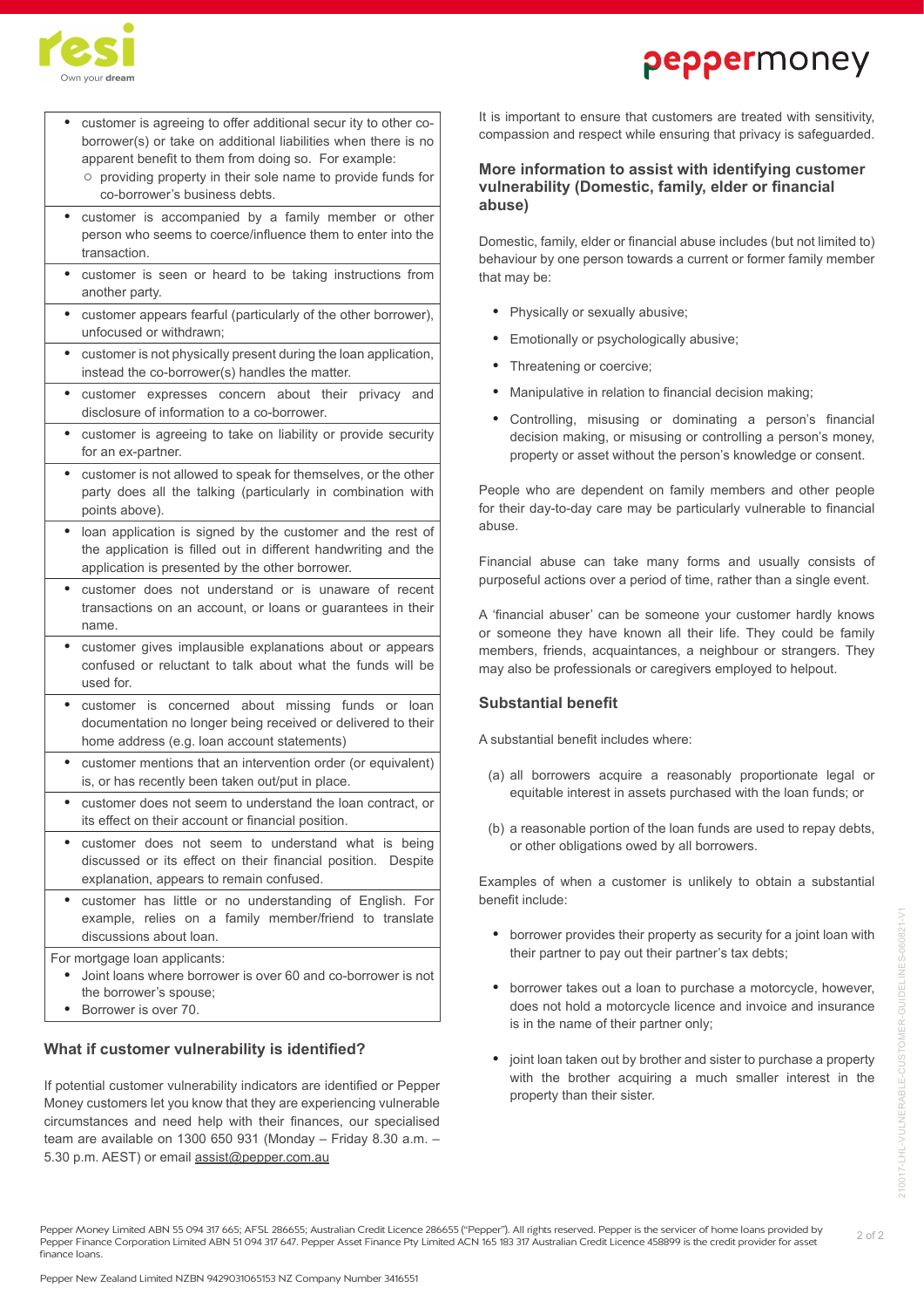| |
|---|
| • customer is agreeing to offer additional secur ity to other co-borrower(s) or take on additional liabilities when there is no apparent benefit to them from doing so. For example:<br>○ providing property in their sole name to provide funds for co-borrower's business debts. |
| • customer is accompanied by a family member or other person who seems to coerce/influence them to enter into the transaction. |
| • customer is seen or heard to be taking instructions from another party. |
| • customer appears fearful (particularly of the other borrower), unfocused or withdrawn; |
| • customer is not physically present during the loan application, instead the co-borrower(s) handles the matter. |
| • customer expresses concern about their privacy and disclosure of information to a co-borrower. |
| • customer is agreeing to take on liability or provide security for an ex-partner. |
| • customer is not allowed to speak for themselves, or the other party does all the talking (particularly in combination with points above). |
| • loan application is signed by the customer and the rest of the application is filled out in different handwriting and the application is presented by the other borrower. |
| • customer does not understand or is unaware of recent transactions on an account, or loans or guarantees in their name. |
| • customer gives implausible explanations about or appears confused or reluctant to talk about what the funds will be used for. |
| • customer is concerned about missing funds or loan documentation no longer being received or delivered to their home address (e.g. loan account statements) |
| • customer mentions that an intervention order (or equivalent) is, or has recently been taken out/put in place. |
| • customer does not seem to understand the loan contract, or its effect on their account or financial position. |
| • customer does not seem to understand what is being discussed or its effect on their financial position. Despite explanation, appears to remain confused. |
| • customer has little or no understanding of English. For example, relies on a family member/friend to translate discussions about loan. |
| For mortgage loan applicants:<br>• Joint loans where borrower is over 60 and co-borrower is not the borrower's spouse;<br>• Borrower is over 70. |

### What if customer vulnerability is identified?

If potential customer vulnerability indicators are identified or Pepper Money customers let you know that they are experiencing vulnerable circumstances and need help with their finances, our specialised team are available on 1300 650 931 (Monday – Friday 8.30 a.m. – 5.30 p.m. AEST) or email assist@pepper.com.au

It is important to ensure that customers are treated with sensitivity, compassion and respect while ensuring that privacy is safeguarded.

### More information to assist with identifying customer vulnerability (Domestic, family, elder or financial abuse)

Domestic, family, elder or financial abuse includes (but not limited to) behaviour by one person towards a current or former family member that may be:

- Physically or sexually abusive;
- Emotionally or psychologically abusive;
- Threatening or coercive;
- Manipulative in relation to financial decision making;
- Controlling, misusing or dominating a person's financial decision making, or misusing or controlling a person's money, property or asset without the person's knowledge or consent.

People who are dependent on family members and other people for their day-to-day care may be particularly vulnerable to financial abuse.

Financial abuse can take many forms and usually consists of purposeful actions over a period of time, rather than a single event.

A 'financial abuser' can be someone your customer hardly knows or someone they have known all their life. They could be family members, friends, acquaintances, a neighbour or strangers. They may also be professionals or caregivers employed to helpout.

### Substantial benefit

A substantial benefit includes where:

(a) all borrowers acquire a reasonably proportionate legal or equitable interest in assets purchased with the loan funds; or

(b) a reasonable portion of the loan funds are used to repay debts, or other obligations owed by all borrowers.

Examples of when a customer is unlikely to obtain a substantial benefit include:

- borrower provides their property as security for a joint loan with their partner to pay out their partner's tax debts;
- borrower takes out a loan to purchase a motorcycle, however, does not hold a motorcycle licence and invoice and insurance is in the name of their partner only;
- joint loan taken out by brother and sister to purchase a property with the brother acquiring a much smaller interest in the property than their sister.

Pepper Money Limited ABN 55 094 317 665; AFSL 286655; Australian Credit Licence 286655 ("Pepper"). All rights reserved. Pepper is the servicer of home loans provided by Pepper Finance Corporation Limited ABN 51 094 317 647. Pepper Asset Finance Pty Limited ACN 165 183 317 Australian Credit Licence 458899 is the credit provider for asset finance loans.

Pepper New Zealand Limited NZBN 9429031065153 NZ Company Number 3416551